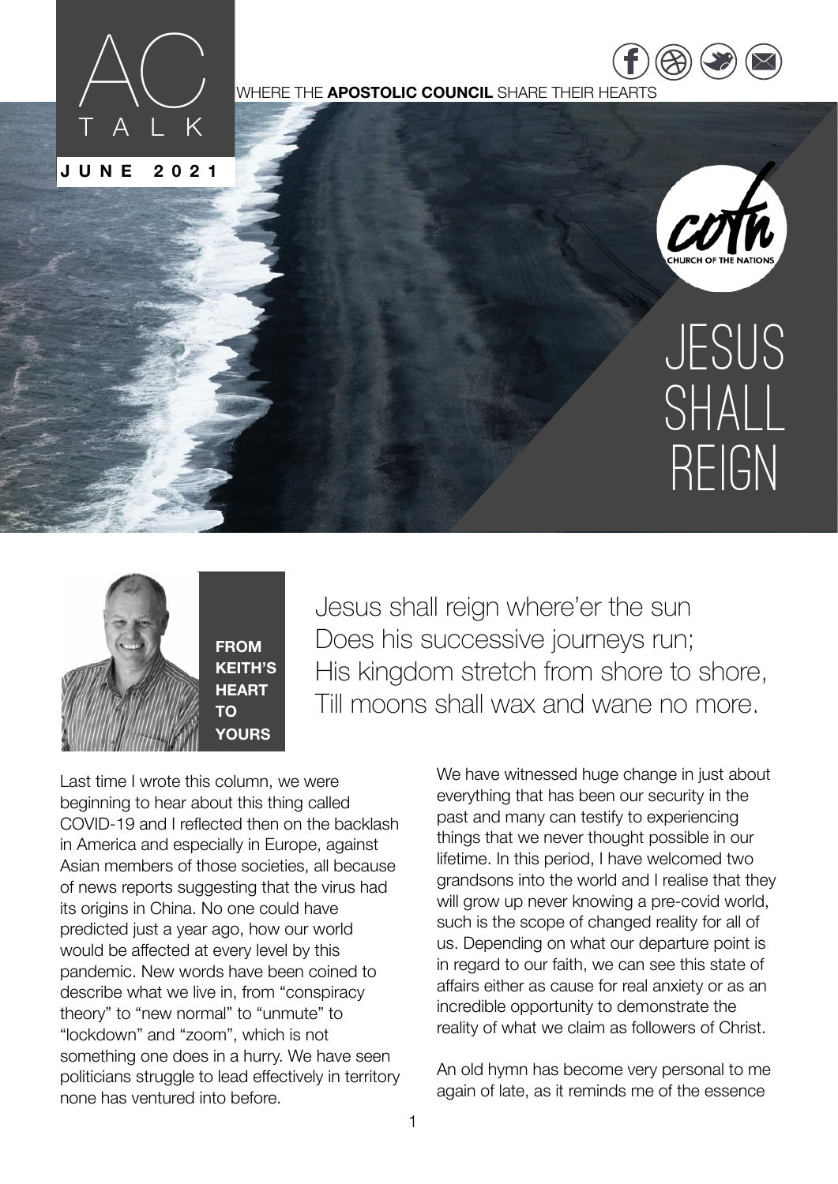# AC TALK

WHERE THE **APOSTOLIC COUNCIL** SHARE THEIR HEARTS

**JUNE 2021**

coth — CHURCH OF THE NATIONS

# JESUS SHALL REIGN

**FROM KEITH'S HEART TO YOURS**

Jesus shall reign where'er the sun
Does his successive journeys run;
His kingdom stretch from shore to shore,
Till moons shall wax and wane no more.

Last time I wrote this column, we were beginning to hear about this thing called COVID-19 and I reflected then on the backlash in America and especially in Europe, against Asian members of those societies, all because of news reports suggesting that the virus had its origins in China. No one could have predicted just a year ago, how our world would be affected at every level by this pandemic. New words have been coined to describe what we live in, from "conspiracy theory" to "new normal" to "unmute" to "lockdown" and "zoom", which is not something one does in a hurry. We have seen politicians struggle to lead effectively in territory none has ventured into before.

We have witnessed huge change in just about everything that has been our security in the past and many can testify to experiencing things that we never thought possible in our lifetime. In this period, I have welcomed two grandsons into the world and I realise that they will grow up never knowing a pre-covid world, such is the scope of changed reality for all of us. Depending on what our departure point is in regard to our faith, we can see this state of affairs either as cause for real anxiety or as an incredible opportunity to demonstrate the reality of what we claim as followers of Christ.

An old hymn has become very personal to me again of late, as it reminds me of the essence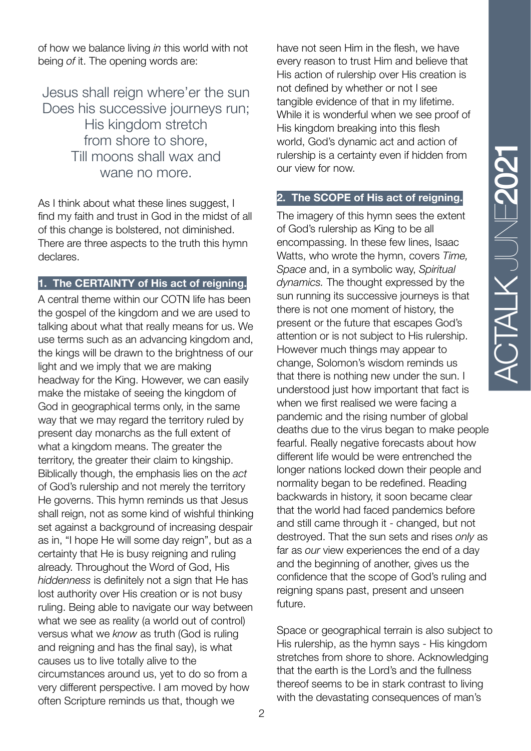of how we balance living *in* this world with not being *of* it. The opening words are:

> Jesus shall reign where'er the sun
> Does his successive journeys run;
> His kingdom stretch
> from shore to shore,
> Till moons shall wax and
> wane no more.

As I think about what these lines suggest, I find my faith and trust in God in the midst of all of this change is bolstered, not diminished. There are three aspects to the truth this hymn declares.

### 1. The CERTAINTY of His act of reigning.

A central theme within our COTN life has been the gospel of the kingdom and we are used to talking about what that really means for us. We use terms such as an advancing kingdom and, the kings will be drawn to the brightness of our light and we imply that we are making headway for the King. However, we can easily make the mistake of seeing the kingdom of God in geographical terms only, in the same way that we may regard the territory ruled by present day monarchs as the full extent of what a kingdom means. The greater the territory, the greater their claim to kingship. Biblically though, the emphasis lies on the *act* of God's rulership and not merely the territory He governs. This hymn reminds us that Jesus shall reign, not as some kind of wishful thinking set against a background of increasing despair as in, "I hope He will some day reign", but as a certainty that He is busy reigning and ruling already. Throughout the Word of God, His *hiddenness* is definitely not a sign that He has lost authority over His creation or is not busy ruling. Being able to navigate our way between what we see as reality (a world out of control) versus what we *know* as truth (God is ruling and reigning and has the final say), is what causes us to live totally alive to the circumstances around us, yet to do so from a very different perspective. I am moved by how often Scripture reminds us that, though we have not seen Him in the flesh, we have every reason to trust Him and believe that His action of rulership over His creation is not defined by whether or not I see tangible evidence of that in my lifetime. While it is wonderful when we see proof of His kingdom breaking into this flesh world, God's dynamic act and action of rulership is a certainty even if hidden from our view for now.

### 2. The SCOPE of His act of reigning.

The imagery of this hymn sees the extent of God's rulership as King to be all encompassing. In these few lines, Isaac Watts, who wrote the hymn, covers *Time, Space* and, in a symbolic way, *Spiritual dynamics.* The thought expressed by the sun running its successive journeys is that there is not one moment of history, the present or the future that escapes God's attention or is not subject to His rulership. However much things may appear to change, Solomon's wisdom reminds us that there is nothing new under the sun. I understood just how important that fact is when we first realised we were facing a pandemic and the rising number of global deaths due to the virus began to make people fearful. Really negative forecasts about how different life would be were entrenched the longer nations locked down their people and normality began to be redefined. Reading backwards in history, it soon became clear that the world had faced pandemics before and still came through it - changed, but not destroyed. That the sun sets and rises *only* as far as *our* view experiences the end of a day and the beginning of another, gives us the confidence that the scope of God's ruling and reigning spans past, present and unseen future.

Space or geographical terrain is also subject to His rulership, as the hymn says - His kingdom stretches from shore to shore. Acknowledging that the earth is the Lord's and the fullness thereof seems to be in stark contrast to living with the devastating consequences of man's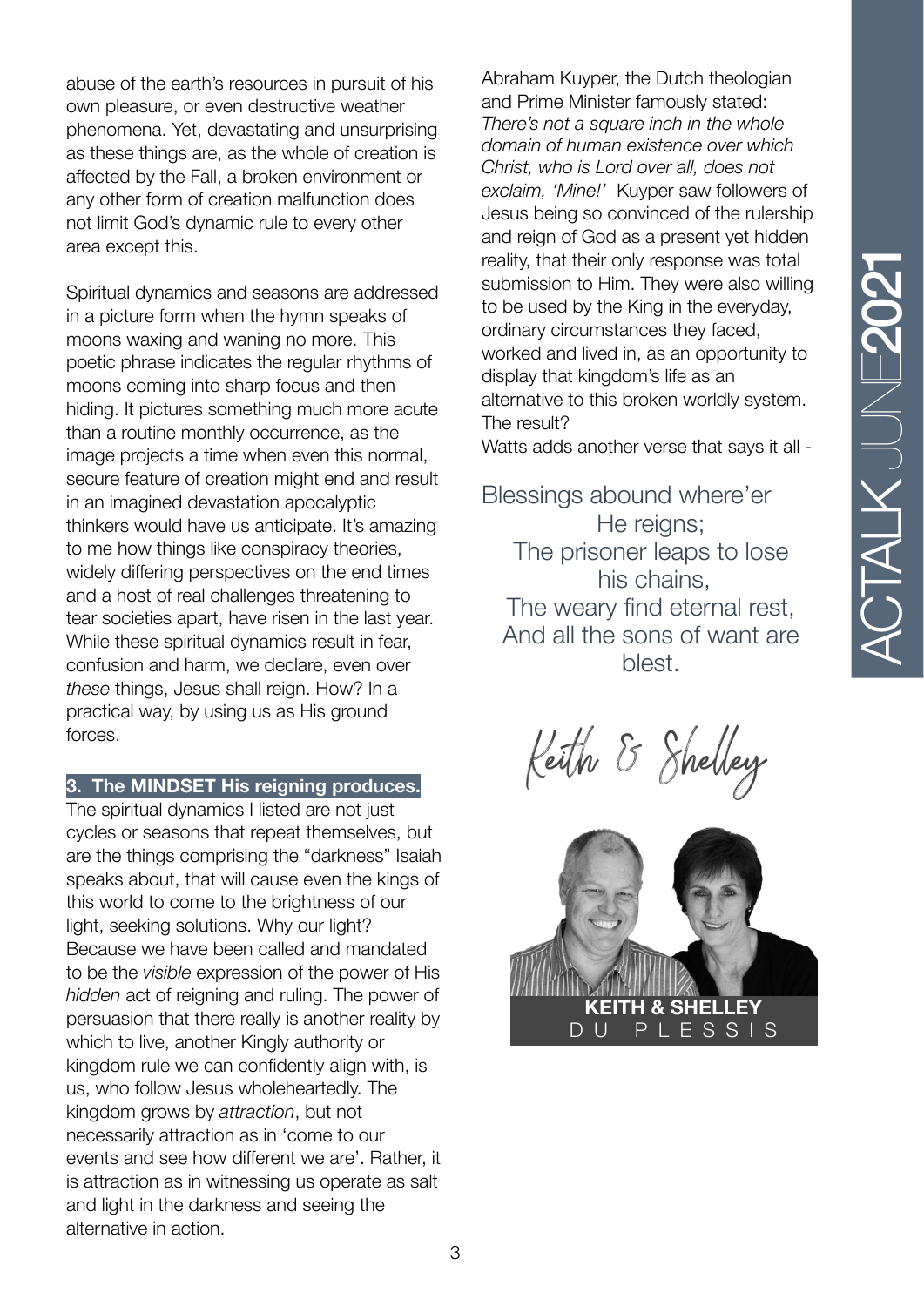abuse of the earth's resources in pursuit of his own pleasure, or even destructive weather phenomena. Yet, devastating and unsurprising as these things are, as the whole of creation is affected by the Fall, a broken environment or any other form of creation malfunction does not limit God's dynamic rule to every other area except this.

Spiritual dynamics and seasons are addressed in a picture form when the hymn speaks of moons waxing and waning no more. This poetic phrase indicates the regular rhythms of moons coming into sharp focus and then hiding. It pictures something much more acute than a routine monthly occurrence, as the image projects a time when even this normal, secure feature of creation might end and result in an imagined devastation apocalyptic thinkers would have us anticipate. It's amazing to me how things like conspiracy theories, widely differing perspectives on the end times and a host of real challenges threatening to tear societies apart, have risen in the last year. While these spiritual dynamics result in fear, confusion and harm, we declare, even over *these* things, Jesus shall reign. How? In a practical way, by using us as His ground forces.

### 3. The MINDSET His reigning produces.

The spiritual dynamics I listed are not just cycles or seasons that repeat themselves, but are the things comprising the "darkness" Isaiah speaks about, that will cause even the kings of this world to come to the brightness of our light, seeking solutions. Why our light? Because we have been called and mandated to be the *visible* expression of the power of His *hidden* act of reigning and ruling. The power of persuasion that there really is another reality by which to live, another Kingly authority or kingdom rule we can confidently align with, is us, who follow Jesus wholeheartedly. The kingdom grows by *attraction*, but not necessarily attraction as in 'come to our events and see how different we are'. Rather, it is attraction as in witnessing us operate as salt and light in the darkness and seeing the alternative in action.

Abraham Kuyper, the Dutch theologian and Prime Minister famously stated: *There's not a square inch in the whole domain of human existence over which Christ, who is Lord over all, does not exclaim, 'Mine!'* Kuyper saw followers of Jesus being so convinced of the rulership and reign of God as a present yet hidden reality, that their only response was total submission to Him. They were also willing to be used by the King in the everyday, ordinary circumstances they faced, worked and lived in, as an opportunity to display that kingdom's life as an alternative to this broken worldly system. The result?
Watts adds another verse that says it all -

> Blessings abound where'er He reigns;
> The prisoner leaps to lose his chains,
> The weary find eternal rest,
> And all the sons of want are blest.

*Keith & Shelley*

**KEITH & SHELLEY**
DU PLESSIS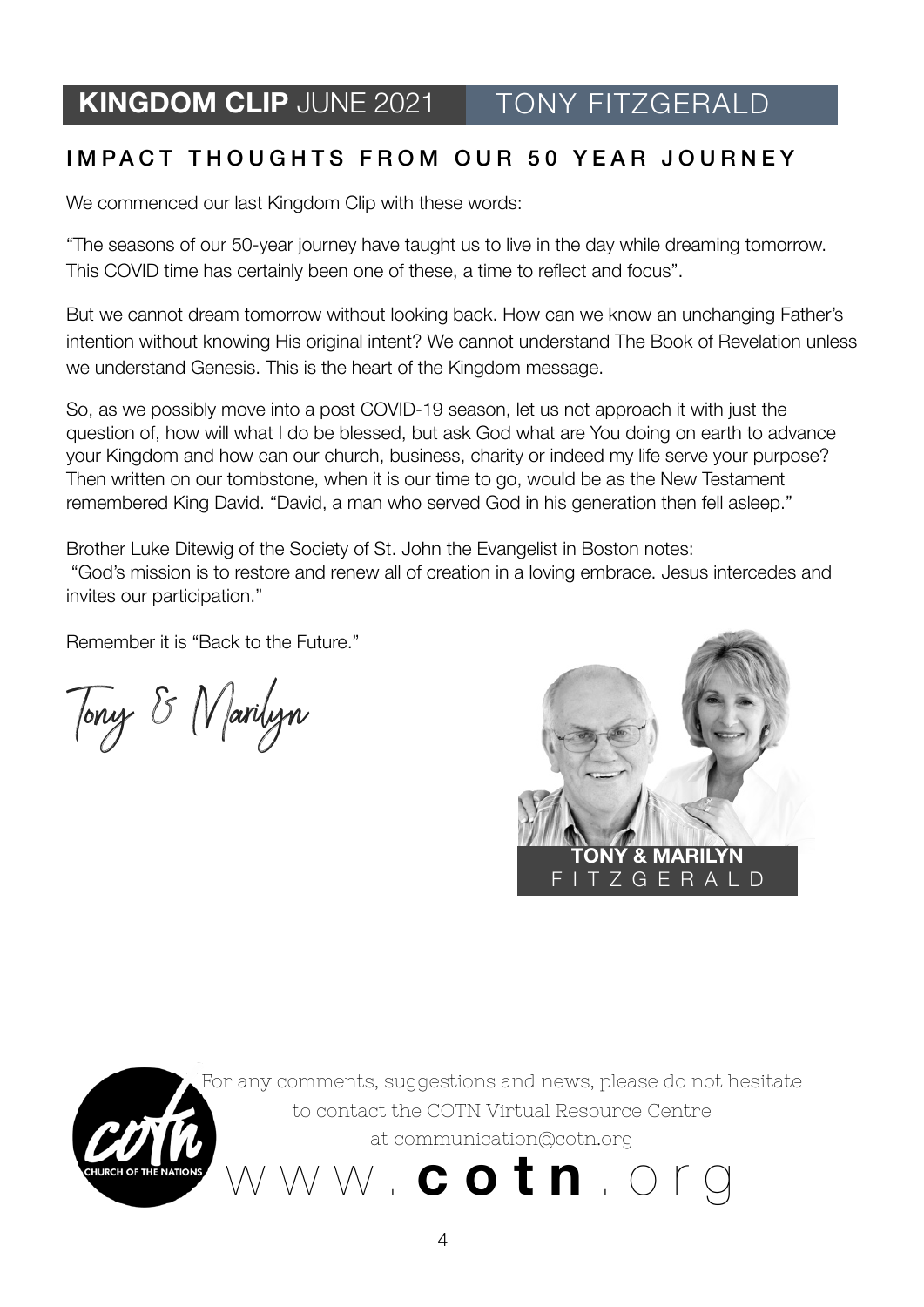# KINGDOM CLIP JUNE 2021 TONY FITZGERALD

## IMPACT THOUGHTS FROM OUR 50 YEAR JOURNEY

We commenced our last Kingdom Clip with these words:

"The seasons of our 50-year journey have taught us to live in the day while dreaming tomorrow. This COVID time has certainly been one of these, a time to reflect and focus".

But we cannot dream tomorrow without looking back. How can we know an unchanging Father's intention without knowing His original intent? We cannot understand The Book of Revelation unless we understand Genesis. This is the heart of the Kingdom message.

So, as we possibly move into a post COVID-19 season, let us not approach it with just the question of, how will what I do be blessed, but ask God what are You doing on earth to advance your Kingdom and how can our church, business, charity or indeed my life serve your purpose? Then written on our tombstone, when it is our time to go, would be as the New Testament remembered King David. "David, a man who served God in his generation then fell asleep."

Brother Luke Ditewig of the Society of St. John the Evangelist in Boston notes:
"God's mission is to restore and renew all of creation in a loving embrace. Jesus intercedes and invites our participation."

Remember it is "Back to the Future."

Tony & Marilyn

**TONY & MARILYN**
FITZGERALD

For any comments, suggestions and news, please do not hesitate to contact the COTN Virtual Resource Centre at communication@cotn.org

www.**cotn**.org